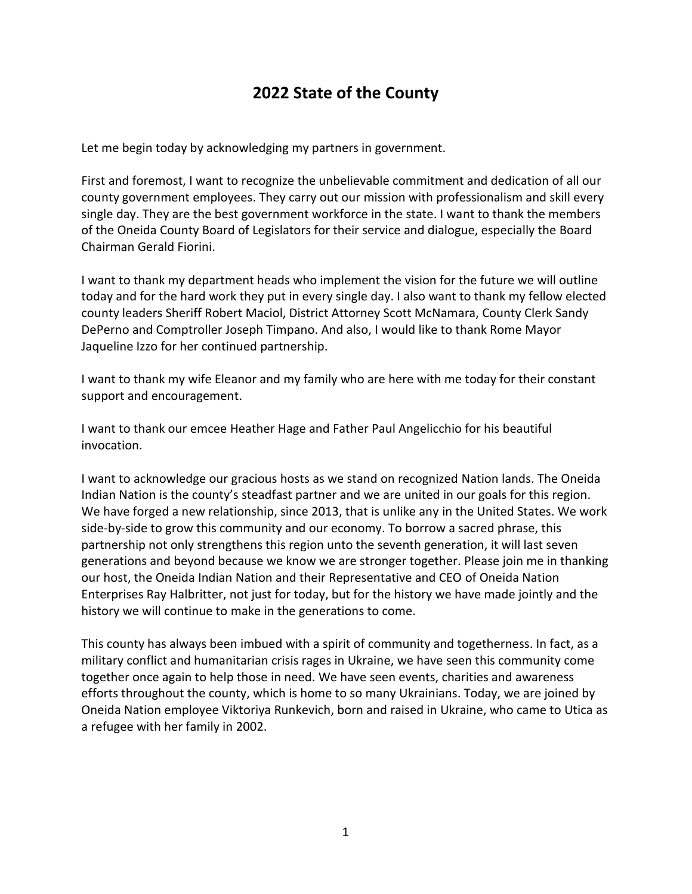# 2022 State of the County

Let me begin today by acknowledging my partners in government.

First and foremost, I want to recognize the unbelievable commitment and dedication of all our county government employees. They carry out our mission with professionalism and skill every single day. They are the best government workforce in the state. I want to thank the members of the Oneida County Board of Legislators for their service and dialogue, especially the Board Chairman Gerald Fiorini.

I want to thank my department heads who implement the vision for the future we will outline today and for the hard work they put in every single day. I also want to thank my fellow elected county leaders Sheriff Robert Maciol, District Attorney Scott McNamara, County Clerk Sandy DePerno and Comptroller Joseph Timpano. And also, I would like to thank Rome Mayor Jaqueline Izzo for her continued partnership.

I want to thank my wife Eleanor and my family who are here with me today for their constant support and encouragement.

I want to thank our emcee Heather Hage and Father Paul Angelicchio for his beautiful invocation.

I want to acknowledge our gracious hosts as we stand on recognized Nation lands. The Oneida Indian Nation is the county's steadfast partner and we are united in our goals for this region. We have forged a new relationship, since 2013, that is unlike any in the United States. We work side-by-side to grow this community and our economy. To borrow a sacred phrase, this partnership not only strengthens this region unto the seventh generation, it will last seven generations and beyond because we know we are stronger together. Please join me in thanking our host, the Oneida Indian Nation and their Representative and CEO of Oneida Nation Enterprises Ray Halbritter, not just for today, but for the history we have made jointly and the history we will continue to make in the generations to come.

This county has always been imbued with a spirit of community and togetherness. In fact, as a military conflict and humanitarian crisis rages in Ukraine, we have seen this community come together once again to help those in need. We have seen events, charities and awareness efforts throughout the county, which is home to so many Ukrainians. Today, we are joined by Oneida Nation employee Viktoriya Runkevich, born and raised in Ukraine, who came to Utica as a refugee with her family in 2002.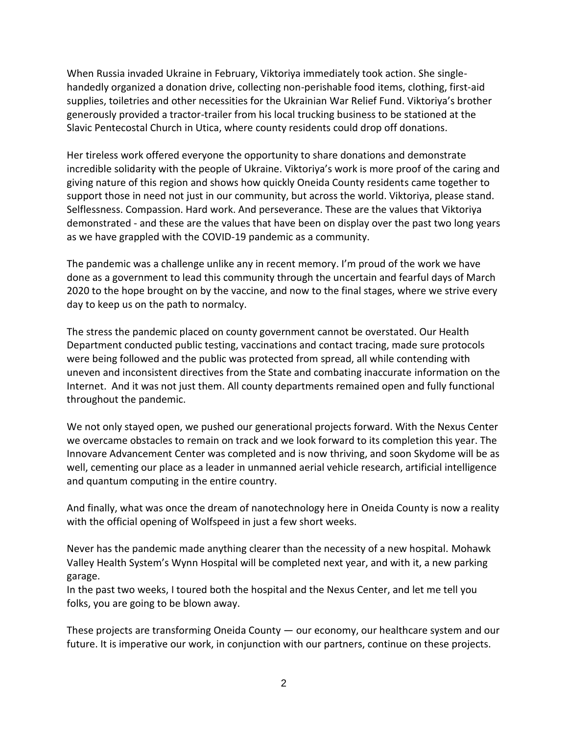When Russia invaded Ukraine in February, Viktoriya immediately took action. She single-handedly organized a donation drive, collecting non-perishable food items, clothing, first-aid supplies, toiletries and other necessities for the Ukrainian War Relief Fund. Viktoriya's brother generously provided a tractor-trailer from his local trucking business to be stationed at the Slavic Pentecostal Church in Utica, where county residents could drop off donations.

Her tireless work offered everyone the opportunity to share donations and demonstrate incredible solidarity with the people of Ukraine. Viktoriya's work is more proof of the caring and giving nature of this region and shows how quickly Oneida County residents came together to support those in need not just in our community, but across the world. Viktoriya, please stand. Selflessness. Compassion. Hard work. And perseverance. These are the values that Viktoriya demonstrated - and these are the values that have been on display over the past two long years as we have grappled with the COVID-19 pandemic as a community.

The pandemic was a challenge unlike any in recent memory. I'm proud of the work we have done as a government to lead this community through the uncertain and fearful days of March 2020 to the hope brought on by the vaccine, and now to the final stages, where we strive every day to keep us on the path to normalcy.

The stress the pandemic placed on county government cannot be overstated. Our Health Department conducted public testing, vaccinations and contact tracing, made sure protocols were being followed and the public was protected from spread, all while contending with uneven and inconsistent directives from the State and combating inaccurate information on the Internet. And it was not just them. All county departments remained open and fully functional throughout the pandemic.

We not only stayed open, we pushed our generational projects forward. With the Nexus Center we overcame obstacles to remain on track and we look forward to its completion this year. The Innovare Advancement Center was completed and is now thriving, and soon Skydome will be as well, cementing our place as a leader in unmanned aerial vehicle research, artificial intelligence and quantum computing in the entire country.

And finally, what was once the dream of nanotechnology here in Oneida County is now a reality with the official opening of Wolfspeed in just a few short weeks.

Never has the pandemic made anything clearer than the necessity of a new hospital. Mohawk Valley Health System's Wynn Hospital will be completed next year, and with it, a new parking garage.
In the past two weeks, I toured both the hospital and the Nexus Center, and let me tell you folks, you are going to be blown away.

These projects are transforming Oneida County — our economy, our healthcare system and our future. It is imperative our work, in conjunction with our partners, continue on these projects.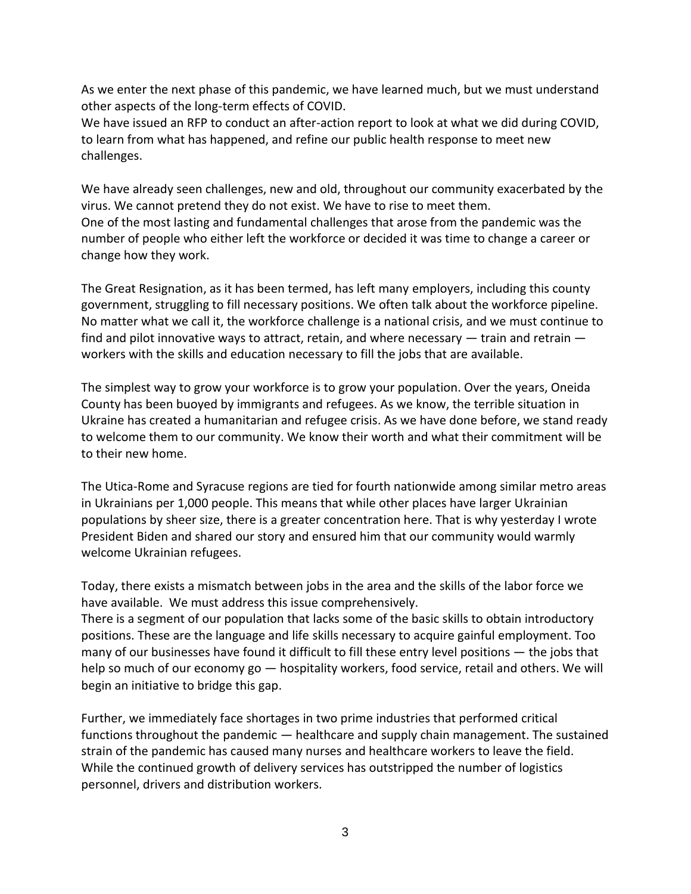As we enter the next phase of this pandemic, we have learned much, but we must understand other aspects of the long-term effects of COVID.
We have issued an RFP to conduct an after-action report to look at what we did during COVID, to learn from what has happened, and refine our public health response to meet new challenges.

We have already seen challenges, new and old, throughout our community exacerbated by the virus. We cannot pretend they do not exist. We have to rise to meet them.
One of the most lasting and fundamental challenges that arose from the pandemic was the number of people who either left the workforce or decided it was time to change a career or change how they work.

The Great Resignation, as it has been termed, has left many employers, including this county government, struggling to fill necessary positions. We often talk about the workforce pipeline. No matter what we call it, the workforce challenge is a national crisis, and we must continue to find and pilot innovative ways to attract, retain, and where necessary — train and retrain — workers with the skills and education necessary to fill the jobs that are available.

The simplest way to grow your workforce is to grow your population. Over the years, Oneida County has been buoyed by immigrants and refugees. As we know, the terrible situation in Ukraine has created a humanitarian and refugee crisis. As we have done before, we stand ready to welcome them to our community. We know their worth and what their commitment will be to their new home.

The Utica-Rome and Syracuse regions are tied for fourth nationwide among similar metro areas in Ukrainians per 1,000 people. This means that while other places have larger Ukrainian populations by sheer size, there is a greater concentration here. That is why yesterday I wrote President Biden and shared our story and ensured him that our community would warmly welcome Ukrainian refugees.

Today, there exists a mismatch between jobs in the area and the skills of the labor force we have available. We must address this issue comprehensively.
There is a segment of our population that lacks some of the basic skills to obtain introductory positions. These are the language and life skills necessary to acquire gainful employment. Too many of our businesses have found it difficult to fill these entry level positions — the jobs that help so much of our economy go — hospitality workers, food service, retail and others. We will begin an initiative to bridge this gap.

Further, we immediately face shortages in two prime industries that performed critical functions throughout the pandemic — healthcare and supply chain management. The sustained strain of the pandemic has caused many nurses and healthcare workers to leave the field. While the continued growth of delivery services has outstripped the number of logistics personnel, drivers and distribution workers.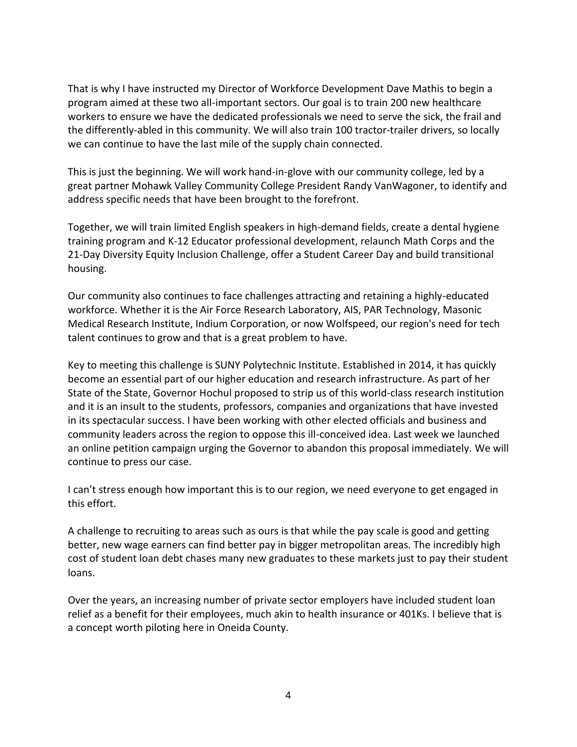That is why I have instructed my Director of Workforce Development Dave Mathis to begin a program aimed at these two all-important sectors. Our goal is to train 200 new healthcare workers to ensure we have the dedicated professionals we need to serve the sick, the frail and the differently-abled in this community. We will also train 100 tractor-trailer drivers, so locally we can continue to have the last mile of the supply chain connected.

This is just the beginning. We will work hand-in-glove with our community college, led by a great partner Mohawk Valley Community College President Randy VanWagoner, to identify and address specific needs that have been brought to the forefront.

Together, we will train limited English speakers in high-demand fields, create a dental hygiene training program and K-12 Educator professional development, relaunch Math Corps and the 21-Day Diversity Equity Inclusion Challenge, offer a Student Career Day and build transitional housing.

Our community also continues to face challenges attracting and retaining a highly-educated workforce. Whether it is the Air Force Research Laboratory, AIS, PAR Technology, Masonic Medical Research Institute, Indium Corporation, or now Wolfspeed, our region's need for tech talent continues to grow and that is a great problem to have.

Key to meeting this challenge is SUNY Polytechnic Institute. Established in 2014, it has quickly become an essential part of our higher education and research infrastructure. As part of her State of the State, Governor Hochul proposed to strip us of this world-class research institution and it is an insult to the students, professors, companies and organizations that have invested in its spectacular success. I have been working with other elected officials and business and community leaders across the region to oppose this ill-conceived idea. Last week we launched an online petition campaign urging the Governor to abandon this proposal immediately. We will continue to press our case.

I can't stress enough how important this is to our region, we need everyone to get engaged in this effort.

A challenge to recruiting to areas such as ours is that while the pay scale is good and getting better, new wage earners can find better pay in bigger metropolitan areas. The incredibly high cost of student loan debt chases many new graduates to these markets just to pay their student loans.

Over the years, an increasing number of private sector employers have included student loan relief as a benefit for their employees, much akin to health insurance or 401Ks. I believe that is a concept worth piloting here in Oneida County.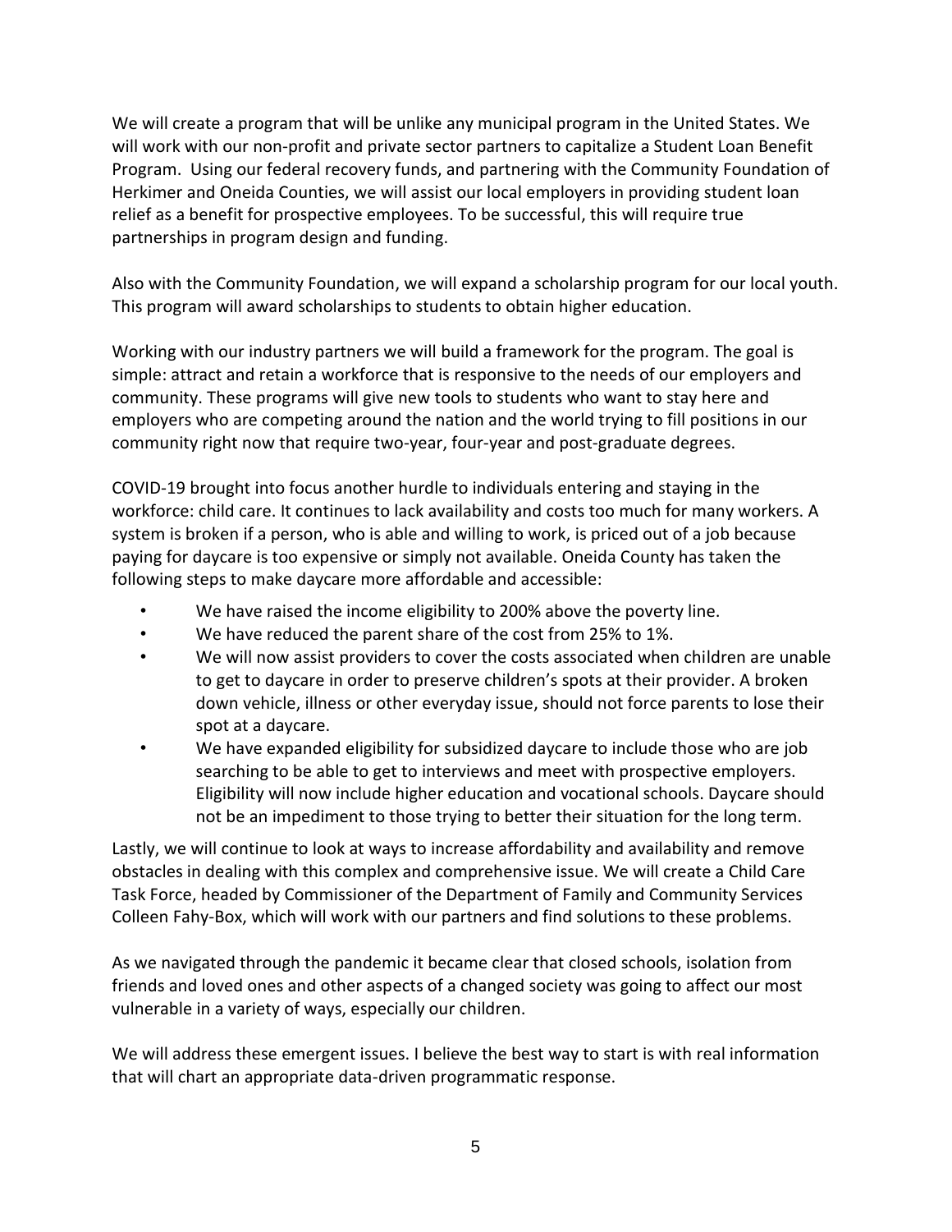We will create a program that will be unlike any municipal program in the United States. We will work with our non-profit and private sector partners to capitalize a Student Loan Benefit Program.  Using our federal recovery funds, and partnering with the Community Foundation of Herkimer and Oneida Counties, we will assist our local employers in providing student loan relief as a benefit for prospective employees. To be successful, this will require true partnerships in program design and funding.

Also with the Community Foundation, we will expand a scholarship program for our local youth. This program will award scholarships to students to obtain higher education.

Working with our industry partners we will build a framework for the program. The goal is simple: attract and retain a workforce that is responsive to the needs of our employers and community. These programs will give new tools to students who want to stay here and employers who are competing around the nation and the world trying to fill positions in our community right now that require two-year, four-year and post-graduate degrees.

COVID-19 brought into focus another hurdle to individuals entering and staying in the workforce: child care. It continues to lack availability and costs too much for many workers. A system is broken if a person, who is able and willing to work, is priced out of a job because paying for daycare is too expensive or simply not available. Oneida County has taken the following steps to make daycare more affordable and accessible:

- We have raised the income eligibility to 200% above the poverty line.
- We have reduced the parent share of the cost from 25% to 1%.
- We will now assist providers to cover the costs associated when children are unable to get to daycare in order to preserve children's spots at their provider. A broken down vehicle, illness or other everyday issue, should not force parents to lose their spot at a daycare.
- We have expanded eligibility for subsidized daycare to include those who are job searching to be able to get to interviews and meet with prospective employers. Eligibility will now include higher education and vocational schools. Daycare should not be an impediment to those trying to better their situation for the long term.

Lastly, we will continue to look at ways to increase affordability and availability and remove obstacles in dealing with this complex and comprehensive issue. We will create a Child Care Task Force, headed by Commissioner of the Department of Family and Community Services Colleen Fahy-Box, which will work with our partners and find solutions to these problems.

As we navigated through the pandemic it became clear that closed schools, isolation from friends and loved ones and other aspects of a changed society was going to affect our most vulnerable in a variety of ways, especially our children.

We will address these emergent issues. I believe the best way to start is with real information that will chart an appropriate data-driven programmatic response.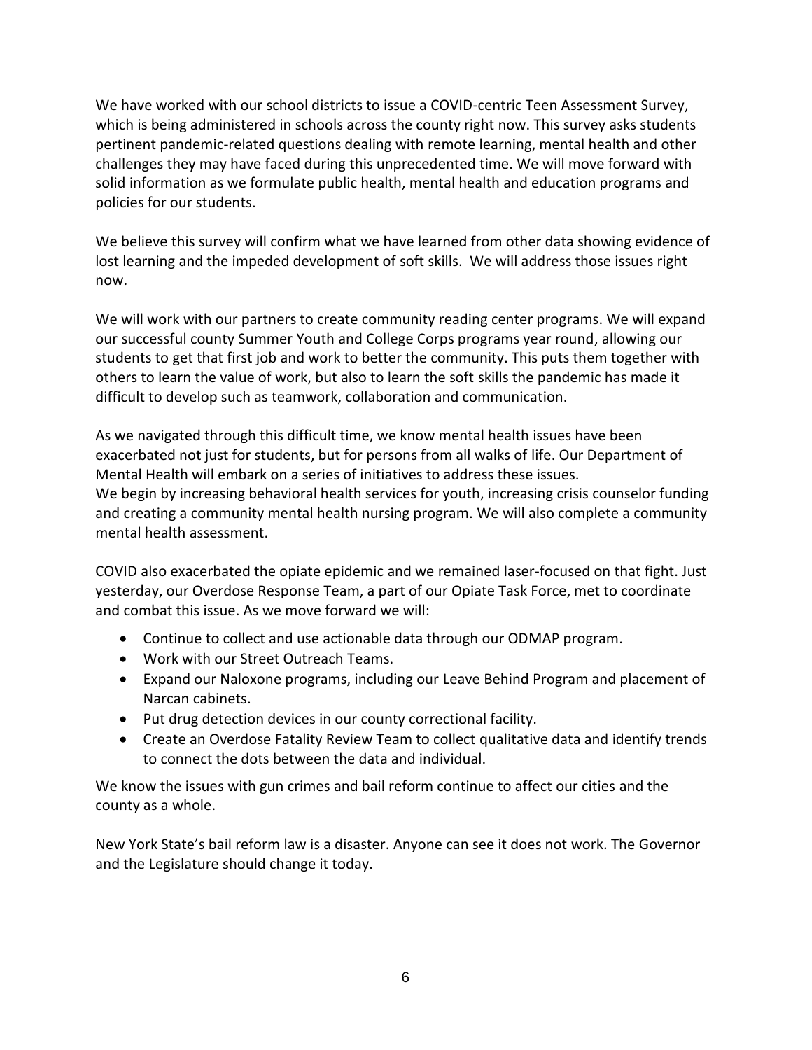We have worked with our school districts to issue a COVID-centric Teen Assessment Survey, which is being administered in schools across the county right now. This survey asks students pertinent pandemic-related questions dealing with remote learning, mental health and other challenges they may have faced during this unprecedented time. We will move forward with solid information as we formulate public health, mental health and education programs and policies for our students.

We believe this survey will confirm what we have learned from other data showing evidence of lost learning and the impeded development of soft skills. We will address those issues right now.

We will work with our partners to create community reading center programs. We will expand our successful county Summer Youth and College Corps programs year round, allowing our students to get that first job and work to better the community. This puts them together with others to learn the value of work, but also to learn the soft skills the pandemic has made it difficult to develop such as teamwork, collaboration and communication.

As we navigated through this difficult time, we know mental health issues have been exacerbated not just for students, but for persons from all walks of life. Our Department of Mental Health will embark on a series of initiatives to address these issues.
We begin by increasing behavioral health services for youth, increasing crisis counselor funding and creating a community mental health nursing program. We will also complete a community mental health assessment.

COVID also exacerbated the opiate epidemic and we remained laser-focused on that fight. Just yesterday, our Overdose Response Team, a part of our Opiate Task Force, met to coordinate and combat this issue. As we move forward we will:

- Continue to collect and use actionable data through our ODMAP program.
- Work with our Street Outreach Teams.
- Expand our Naloxone programs, including our Leave Behind Program and placement of Narcan cabinets.
- Put drug detection devices in our county correctional facility.
- Create an Overdose Fatality Review Team to collect qualitative data and identify trends to connect the dots between the data and individual.

We know the issues with gun crimes and bail reform continue to affect our cities and the county as a whole.

New York State's bail reform law is a disaster. Anyone can see it does not work. The Governor and the Legislature should change it today.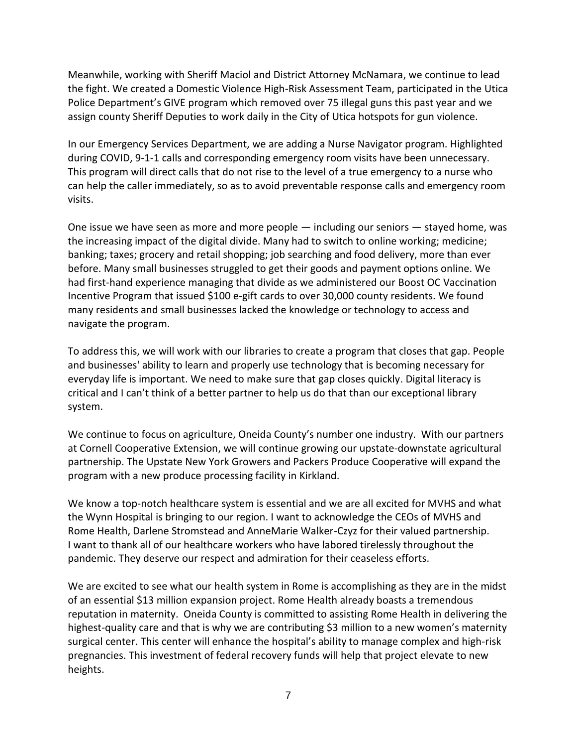Meanwhile, working with Sheriff Maciol and District Attorney McNamara, we continue to lead the fight. We created a Domestic Violence High-Risk Assessment Team, participated in the Utica Police Department's GIVE program which removed over 75 illegal guns this past year and we assign county Sheriff Deputies to work daily in the City of Utica hotspots for gun violence.

In our Emergency Services Department, we are adding a Nurse Navigator program. Highlighted during COVID, 9-1-1 calls and corresponding emergency room visits have been unnecessary. This program will direct calls that do not rise to the level of a true emergency to a nurse who can help the caller immediately, so as to avoid preventable response calls and emergency room visits.

One issue we have seen as more and more people — including our seniors — stayed home, was the increasing impact of the digital divide. Many had to switch to online working; medicine; banking; taxes; grocery and retail shopping; job searching and food delivery, more than ever before. Many small businesses struggled to get their goods and payment options online. We had first-hand experience managing that divide as we administered our Boost OC Vaccination Incentive Program that issued $100 e-gift cards to over 30,000 county residents. We found many residents and small businesses lacked the knowledge or technology to access and navigate the program.

To address this, we will work with our libraries to create a program that closes that gap. People and businesses' ability to learn and properly use technology that is becoming necessary for everyday life is important. We need to make sure that gap closes quickly. Digital literacy is critical and I can't think of a better partner to help us do that than our exceptional library system.

We continue to focus on agriculture, Oneida County's number one industry. With our partners at Cornell Cooperative Extension, we will continue growing our upstate-downstate agricultural partnership. The Upstate New York Growers and Packers Produce Cooperative will expand the program with a new produce processing facility in Kirkland.

We know a top-notch healthcare system is essential and we are all excited for MVHS and what the Wynn Hospital is bringing to our region. I want to acknowledge the CEOs of MVHS and Rome Health, Darlene Stromstead and AnneMarie Walker-Czyz for their valued partnership. I want to thank all of our healthcare workers who have labored tirelessly throughout the pandemic. They deserve our respect and admiration for their ceaseless efforts.

We are excited to see what our health system in Rome is accomplishing as they are in the midst of an essential $13 million expansion project. Rome Health already boasts a tremendous reputation in maternity. Oneida County is committed to assisting Rome Health in delivering the highest-quality care and that is why we are contributing $3 million to a new women's maternity surgical center. This center will enhance the hospital's ability to manage complex and high-risk pregnancies. This investment of federal recovery funds will help that project elevate to new heights.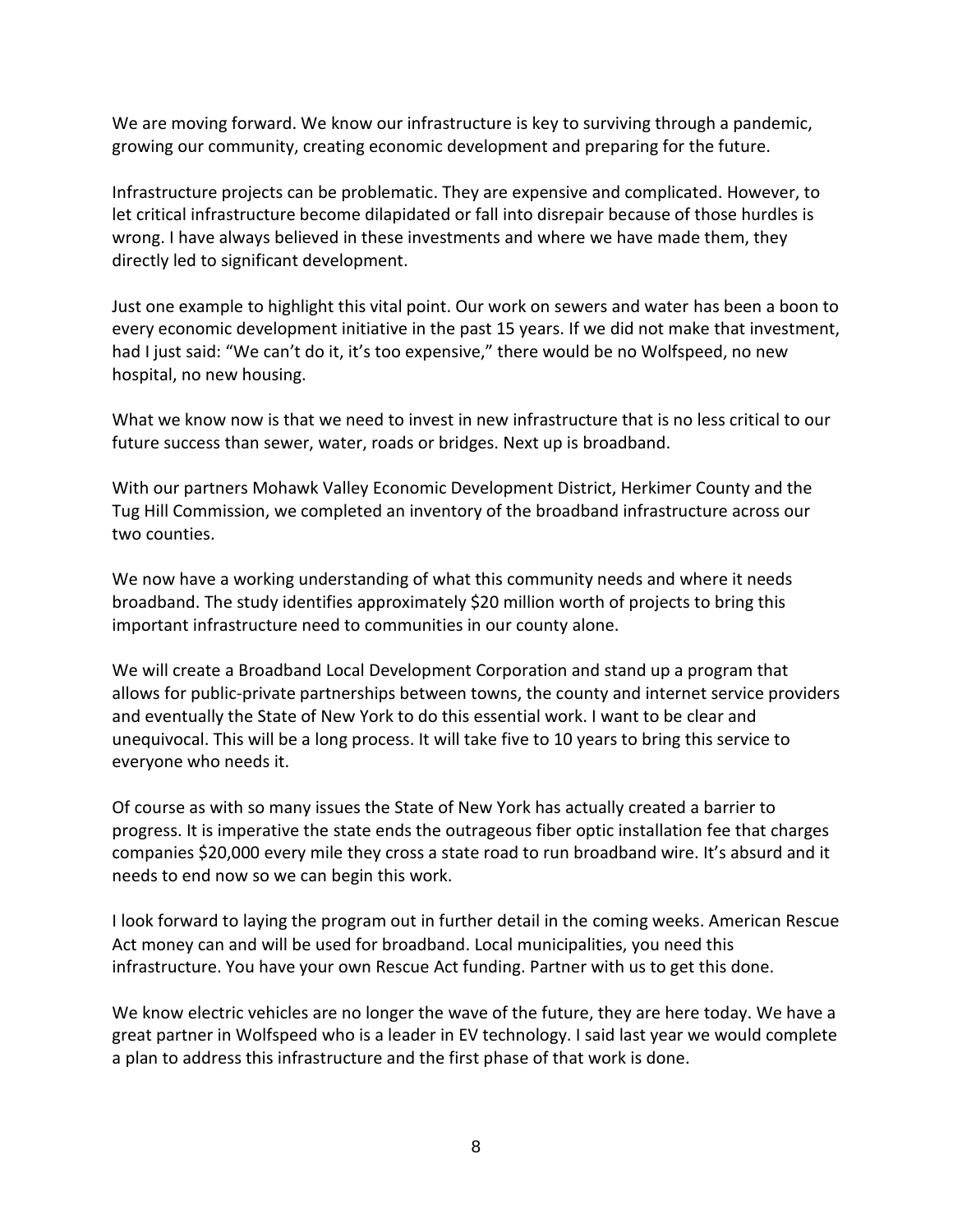We are moving forward. We know our infrastructure is key to surviving through a pandemic, growing our community, creating economic development and preparing for the future.

Infrastructure projects can be problematic. They are expensive and complicated. However, to let critical infrastructure become dilapidated or fall into disrepair because of those hurdles is wrong. I have always believed in these investments and where we have made them, they directly led to significant development.

Just one example to highlight this vital point. Our work on sewers and water has been a boon to every economic development initiative in the past 15 years. If we did not make that investment, had I just said: "We can't do it, it's too expensive," there would be no Wolfspeed, no new hospital, no new housing.

What we know now is that we need to invest in new infrastructure that is no less critical to our future success than sewer, water, roads or bridges. Next up is broadband.

With our partners Mohawk Valley Economic Development District, Herkimer County and the Tug Hill Commission, we completed an inventory of the broadband infrastructure across our two counties.

We now have a working understanding of what this community needs and where it needs broadband. The study identifies approximately $20 million worth of projects to bring this important infrastructure need to communities in our county alone.

We will create a Broadband Local Development Corporation and stand up a program that allows for public-private partnerships between towns, the county and internet service providers and eventually the State of New York to do this essential work. I want to be clear and unequivocal. This will be a long process. It will take five to 10 years to bring this service to everyone who needs it.

Of course as with so many issues the State of New York has actually created a barrier to progress. It is imperative the state ends the outrageous fiber optic installation fee that charges companies $20,000 every mile they cross a state road to run broadband wire. It's absurd and it needs to end now so we can begin this work.

I look forward to laying the program out in further detail in the coming weeks. American Rescue Act money can and will be used for broadband. Local municipalities, you need this infrastructure. You have your own Rescue Act funding. Partner with us to get this done.

We know electric vehicles are no longer the wave of the future, they are here today. We have a great partner in Wolfspeed who is a leader in EV technology. I said last year we would complete a plan to address this infrastructure and the first phase of that work is done.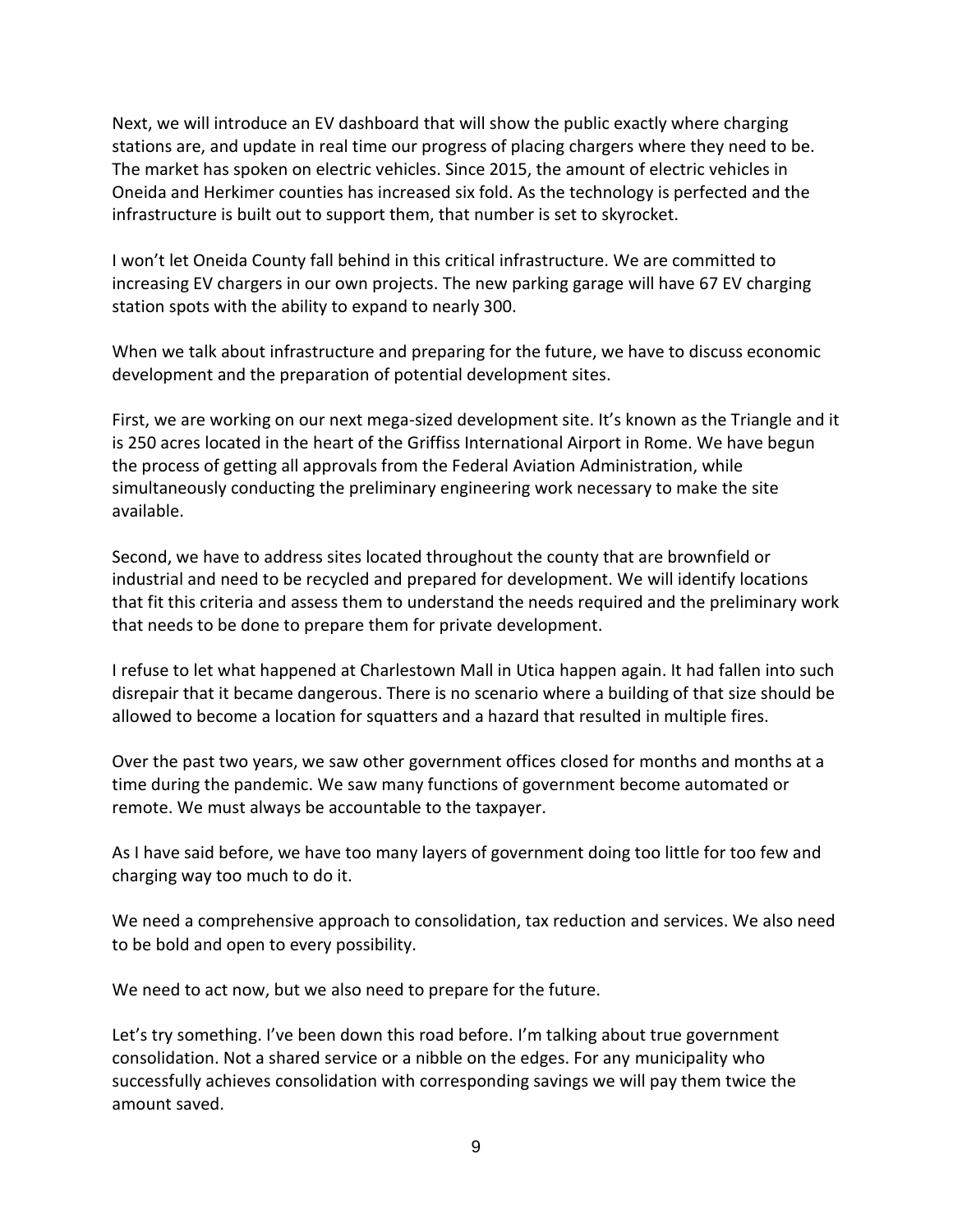Next, we will introduce an EV dashboard that will show the public exactly where charging stations are, and update in real time our progress of placing chargers where they need to be. The market has spoken on electric vehicles. Since 2015, the amount of electric vehicles in Oneida and Herkimer counties has increased six fold. As the technology is perfected and the infrastructure is built out to support them, that number is set to skyrocket.

I won't let Oneida County fall behind in this critical infrastructure. We are committed to increasing EV chargers in our own projects. The new parking garage will have 67 EV charging station spots with the ability to expand to nearly 300.

When we talk about infrastructure and preparing for the future, we have to discuss economic development and the preparation of potential development sites.

First, we are working on our next mega-sized development site. It's known as the Triangle and it is 250 acres located in the heart of the Griffiss International Airport in Rome. We have begun the process of getting all approvals from the Federal Aviation Administration, while simultaneously conducting the preliminary engineering work necessary to make the site available.

Second, we have to address sites located throughout the county that are brownfield or industrial and need to be recycled and prepared for development. We will identify locations that fit this criteria and assess them to understand the needs required and the preliminary work that needs to be done to prepare them for private development.

I refuse to let what happened at Charlestown Mall in Utica happen again. It had fallen into such disrepair that it became dangerous. There is no scenario where a building of that size should be allowed to become a location for squatters and a hazard that resulted in multiple fires.

Over the past two years, we saw other government offices closed for months and months at a time during the pandemic. We saw many functions of government become automated or remote. We must always be accountable to the taxpayer.

As I have said before, we have too many layers of government doing too little for too few and charging way too much to do it.

We need a comprehensive approach to consolidation, tax reduction and services. We also need to be bold and open to every possibility.

We need to act now, but we also need to prepare for the future.

Let's try something. I've been down this road before. I'm talking about true government consolidation. Not a shared service or a nibble on the edges. For any municipality who successfully achieves consolidation with corresponding savings we will pay them twice the amount saved.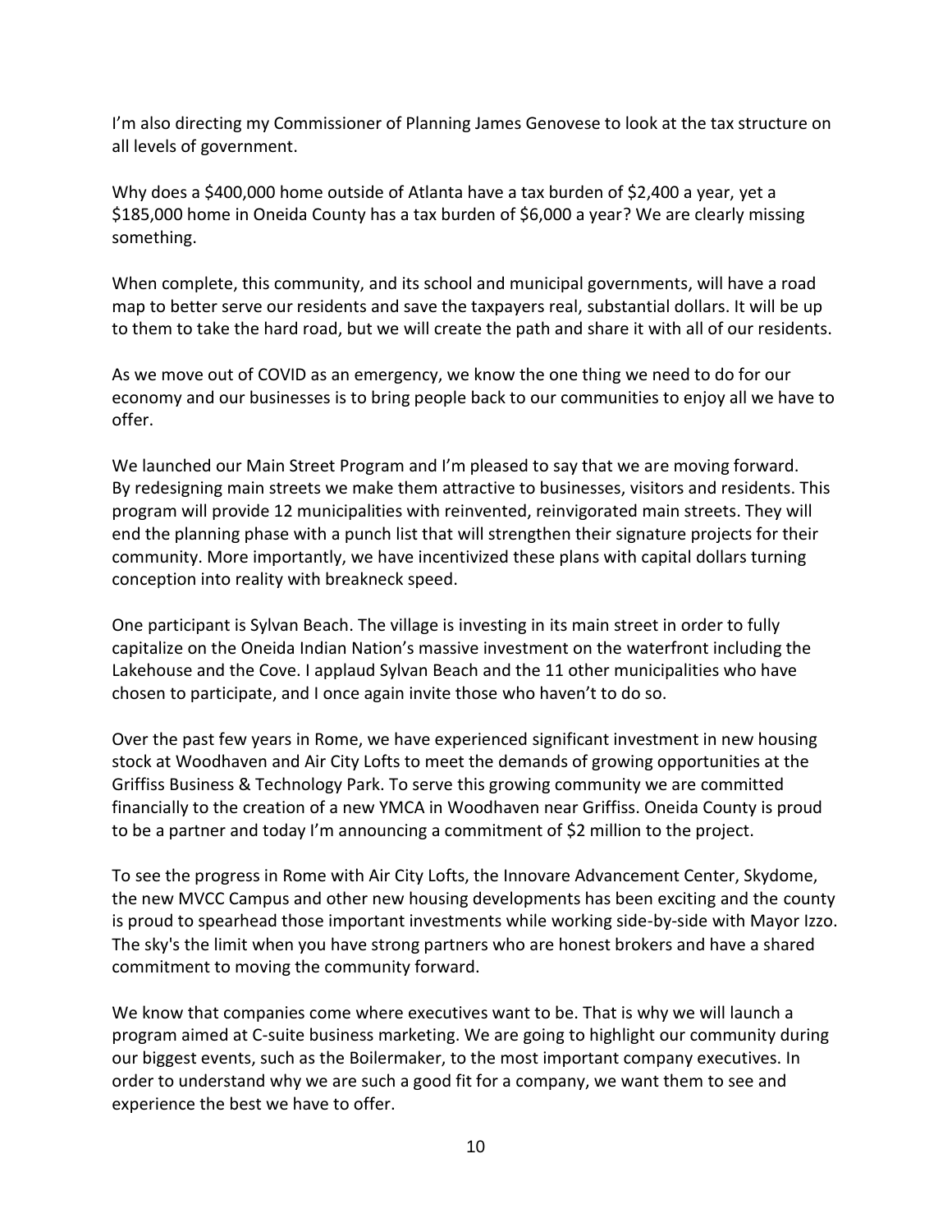I'm also directing my Commissioner of Planning James Genovese to look at the tax structure on all levels of government.

Why does a $400,000 home outside of Atlanta have a tax burden of $2,400 a year, yet a $185,000 home in Oneida County has a tax burden of $6,000 a year? We are clearly missing something.

When complete, this community, and its school and municipal governments, will have a road map to better serve our residents and save the taxpayers real, substantial dollars. It will be up to them to take the hard road, but we will create the path and share it with all of our residents.

As we move out of COVID as an emergency, we know the one thing we need to do for our economy and our businesses is to bring people back to our communities to enjoy all we have to offer.

We launched our Main Street Program and I'm pleased to say that we are moving forward. By redesigning main streets we make them attractive to businesses, visitors and residents. This program will provide 12 municipalities with reinvented, reinvigorated main streets. They will end the planning phase with a punch list that will strengthen their signature projects for their community. More importantly, we have incentivized these plans with capital dollars turning conception into reality with breakneck speed.

One participant is Sylvan Beach. The village is investing in its main street in order to fully capitalize on the Oneida Indian Nation's massive investment on the waterfront including the Lakehouse and the Cove. I applaud Sylvan Beach and the 11 other municipalities who have chosen to participate, and I once again invite those who haven't to do so.

Over the past few years in Rome, we have experienced significant investment in new housing stock at Woodhaven and Air City Lofts to meet the demands of growing opportunities at the Griffiss Business & Technology Park. To serve this growing community we are committed financially to the creation of a new YMCA in Woodhaven near Griffiss. Oneida County is proud to be a partner and today I'm announcing a commitment of $2 million to the project.

To see the progress in Rome with Air City Lofts, the Innovare Advancement Center, Skydome, the new MVCC Campus and other new housing developments has been exciting and the county is proud to spearhead those important investments while working side-by-side with Mayor Izzo. The sky's the limit when you have strong partners who are honest brokers and have a shared commitment to moving the community forward.

We know that companies come where executives want to be. That is why we will launch a program aimed at C-suite business marketing. We are going to highlight our community during our biggest events, such as the Boilermaker, to the most important company executives. In order to understand why we are such a good fit for a company, we want them to see and experience the best we have to offer.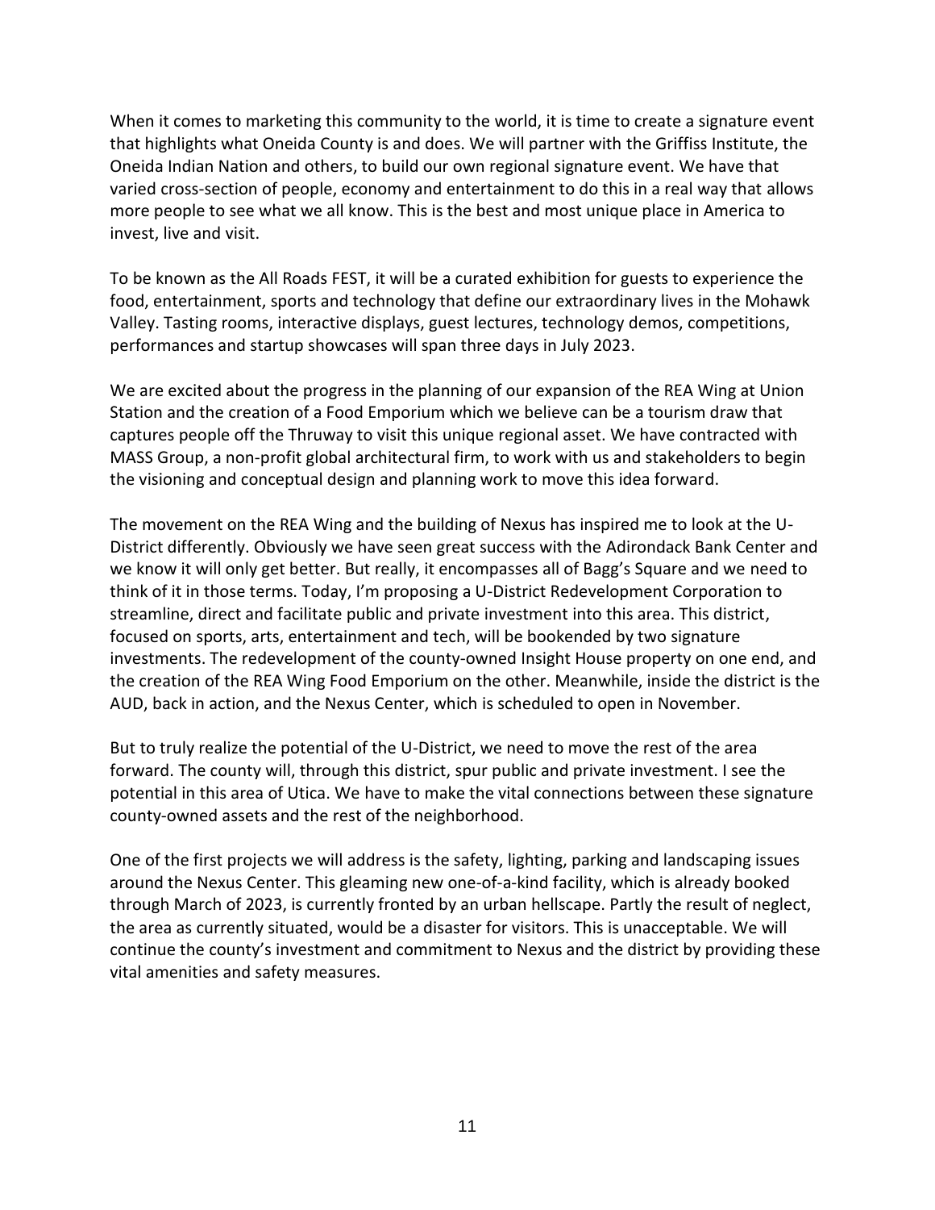When it comes to marketing this community to the world, it is time to create a signature event that highlights what Oneida County is and does. We will partner with the Griffiss Institute, the Oneida Indian Nation and others, to build our own regional signature event. We have that varied cross-section of people, economy and entertainment to do this in a real way that allows more people to see what we all know. This is the best and most unique place in America to invest, live and visit.

To be known as the All Roads FEST, it will be a curated exhibition for guests to experience the food, entertainment, sports and technology that define our extraordinary lives in the Mohawk Valley. Tasting rooms, interactive displays, guest lectures, technology demos, competitions, performances and startup showcases will span three days in July 2023.

We are excited about the progress in the planning of our expansion of the REA Wing at Union Station and the creation of a Food Emporium which we believe can be a tourism draw that captures people off the Thruway to visit this unique regional asset. We have contracted with MASS Group, a non-profit global architectural firm, to work with us and stakeholders to begin the visioning and conceptual design and planning work to move this idea forward.

The movement on the REA Wing and the building of Nexus has inspired me to look at the U-District differently. Obviously we have seen great success with the Adirondack Bank Center and we know it will only get better. But really, it encompasses all of Bagg's Square and we need to think of it in those terms. Today, I'm proposing a U-District Redevelopment Corporation to streamline, direct and facilitate public and private investment into this area. This district, focused on sports, arts, entertainment and tech, will be bookended by two signature investments. The redevelopment of the county-owned Insight House property on one end, and the creation of the REA Wing Food Emporium on the other. Meanwhile, inside the district is the AUD, back in action, and the Nexus Center, which is scheduled to open in November.

But to truly realize the potential of the U-District, we need to move the rest of the area forward. The county will, through this district, spur public and private investment. I see the potential in this area of Utica. We have to make the vital connections between these signature county-owned assets and the rest of the neighborhood.

One of the first projects we will address is the safety, lighting, parking and landscaping issues around the Nexus Center. This gleaming new one-of-a-kind facility, which is already booked through March of 2023, is currently fronted by an urban hellscape. Partly the result of neglect, the area as currently situated, would be a disaster for visitors. This is unacceptable. We will continue the county's investment and commitment to Nexus and the district by providing these vital amenities and safety measures.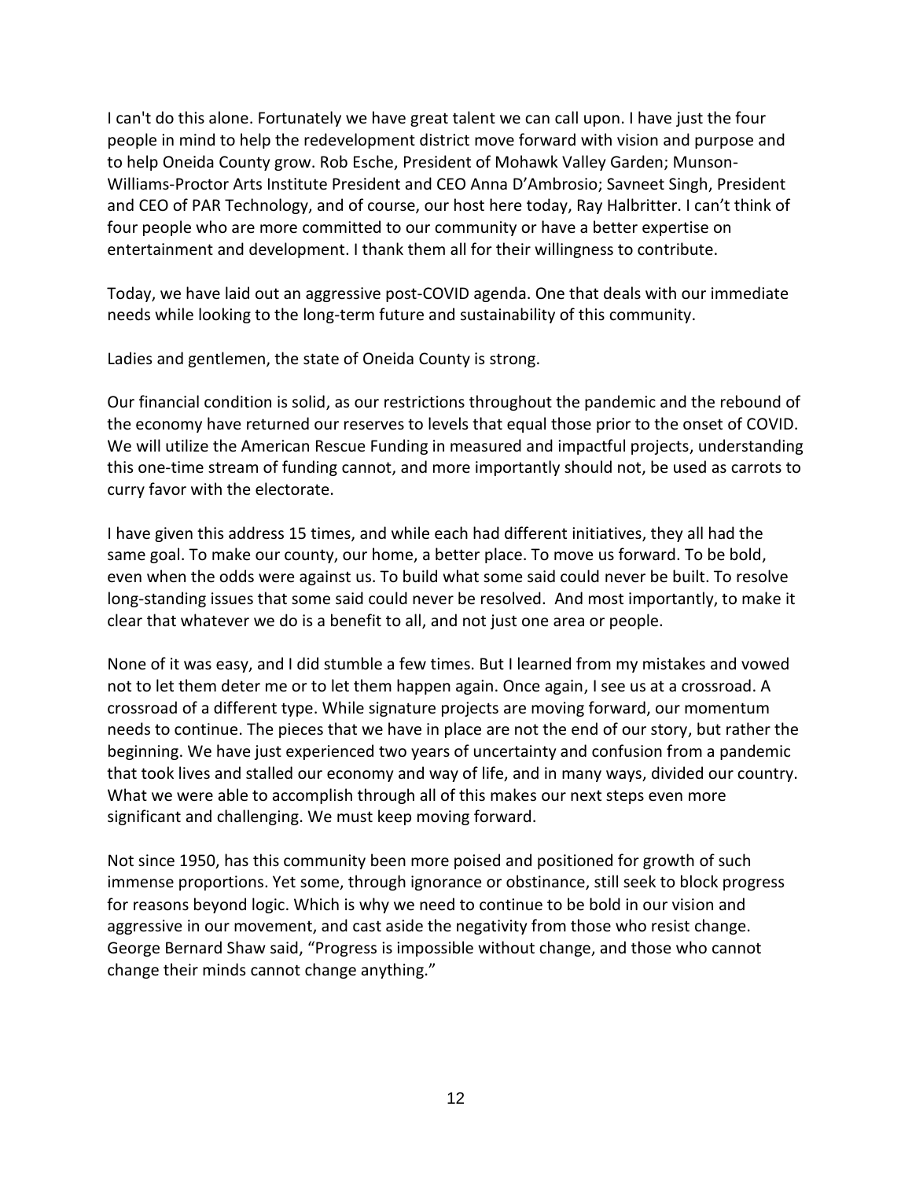I can't do this alone. Fortunately we have great talent we can call upon. I have just the four people in mind to help the redevelopment district move forward with vision and purpose and to help Oneida County grow. Rob Esche, President of Mohawk Valley Garden; Munson-Williams-Proctor Arts Institute President and CEO Anna D'Ambrosio; Savneet Singh, President and CEO of PAR Technology, and of course, our host here today, Ray Halbritter. I can't think of four people who are more committed to our community or have a better expertise on entertainment and development. I thank them all for their willingness to contribute.

Today, we have laid out an aggressive post-COVID agenda. One that deals with our immediate needs while looking to the long-term future and sustainability of this community.

Ladies and gentlemen, the state of Oneida County is strong.

Our financial condition is solid, as our restrictions throughout the pandemic and the rebound of the economy have returned our reserves to levels that equal those prior to the onset of COVID. We will utilize the American Rescue Funding in measured and impactful projects, understanding this one-time stream of funding cannot, and more importantly should not, be used as carrots to curry favor with the electorate.

I have given this address 15 times, and while each had different initiatives, they all had the same goal. To make our county, our home, a better place. To move us forward. To be bold, even when the odds were against us. To build what some said could never be built. To resolve long-standing issues that some said could never be resolved. And most importantly, to make it clear that whatever we do is a benefit to all, and not just one area or people.

None of it was easy, and I did stumble a few times. But I learned from my mistakes and vowed not to let them deter me or to let them happen again. Once again, I see us at a crossroad. A crossroad of a different type. While signature projects are moving forward, our momentum needs to continue. The pieces that we have in place are not the end of our story, but rather the beginning. We have just experienced two years of uncertainty and confusion from a pandemic that took lives and stalled our economy and way of life, and in many ways, divided our country. What we were able to accomplish through all of this makes our next steps even more significant and challenging. We must keep moving forward.

Not since 1950, has this community been more poised and positioned for growth of such immense proportions. Yet some, through ignorance or obstinance, still seek to block progress for reasons beyond logic. Which is why we need to continue to be bold in our vision and aggressive in our movement, and cast aside the negativity from those who resist change. George Bernard Shaw said, "Progress is impossible without change, and those who cannot change their minds cannot change anything."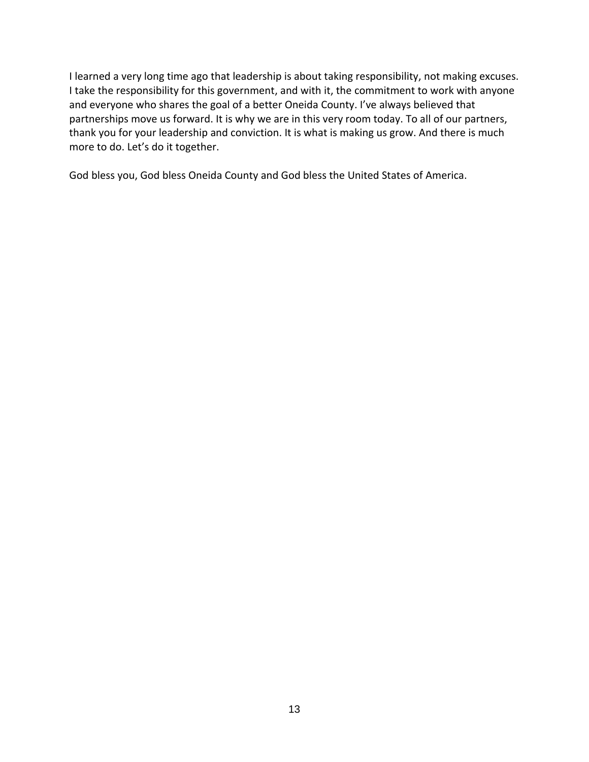I learned a very long time ago that leadership is about taking responsibility, not making excuses. I take the responsibility for this government, and with it, the commitment to work with anyone and everyone who shares the goal of a better Oneida County. I've always believed that partnerships move us forward. It is why we are in this very room today. To all of our partners, thank you for your leadership and conviction. It is what is making us grow. And there is much more to do. Let's do it together.

God bless you, God bless Oneida County and God bless the United States of America.